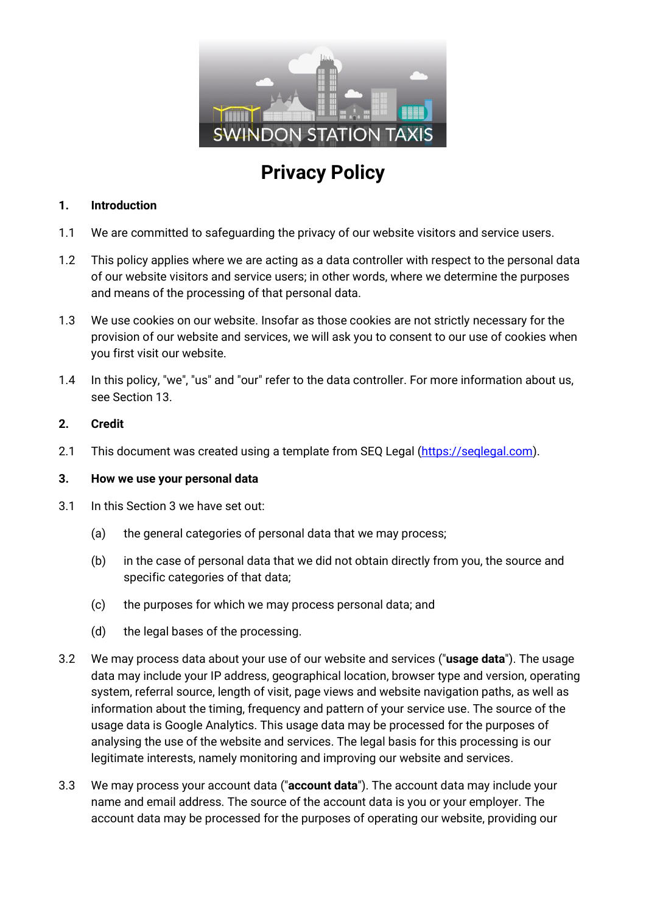# Privacy Policy

**1. Introduction**

1.1 We are committed to safeguarding the privacy of our website visitors and service users.

1.2 This policy applies where we are acting as a data controller with respect to the personal data of our website visitors and service users; in other words, where we determine the purposes and means of the processing of that personal data.

1.3 We use cookies on our website. Insofar as those cookies are not strictly necessary for the provision of our website and services, we will ask you to consent to our use of cookies when you first visit our website.

1.4 In this policy, "we", "us" and "our" refer to the data controller. For more information about us, see Section 13.

**2. Credit**

2.1 This document was created using a template from SEQ Legal (https://seqlegal.com).

**3. How we use your personal data**

3.1 In this Section 3 we have set out:

(a) the general categories of personal data that we may process;

(b) in the case of personal data that we did not obtain directly from you, the source and specific categories of that data;

(c) the purposes for which we may process personal data; and

(d) the legal bases of the processing.

3.2 We may process data about your use of our website and services ("**usage data**"). The usage data may include your IP address, geographical location, browser type and version, operating system, referral source, length of visit, page views and website navigation paths, as well as information about the timing, frequency and pattern of your service use. The source of the usage data is Google Analytics. This usage data may be processed for the purposes of analysing the use of the website and services. The legal basis for this processing is our legitimate interests, namely monitoring and improving our website and services.

3.3 We may process your account data ("**account data**"). The account data may include your name and email address. The source of the account data is you or your employer. The account data may be processed for the purposes of operating our website, providing our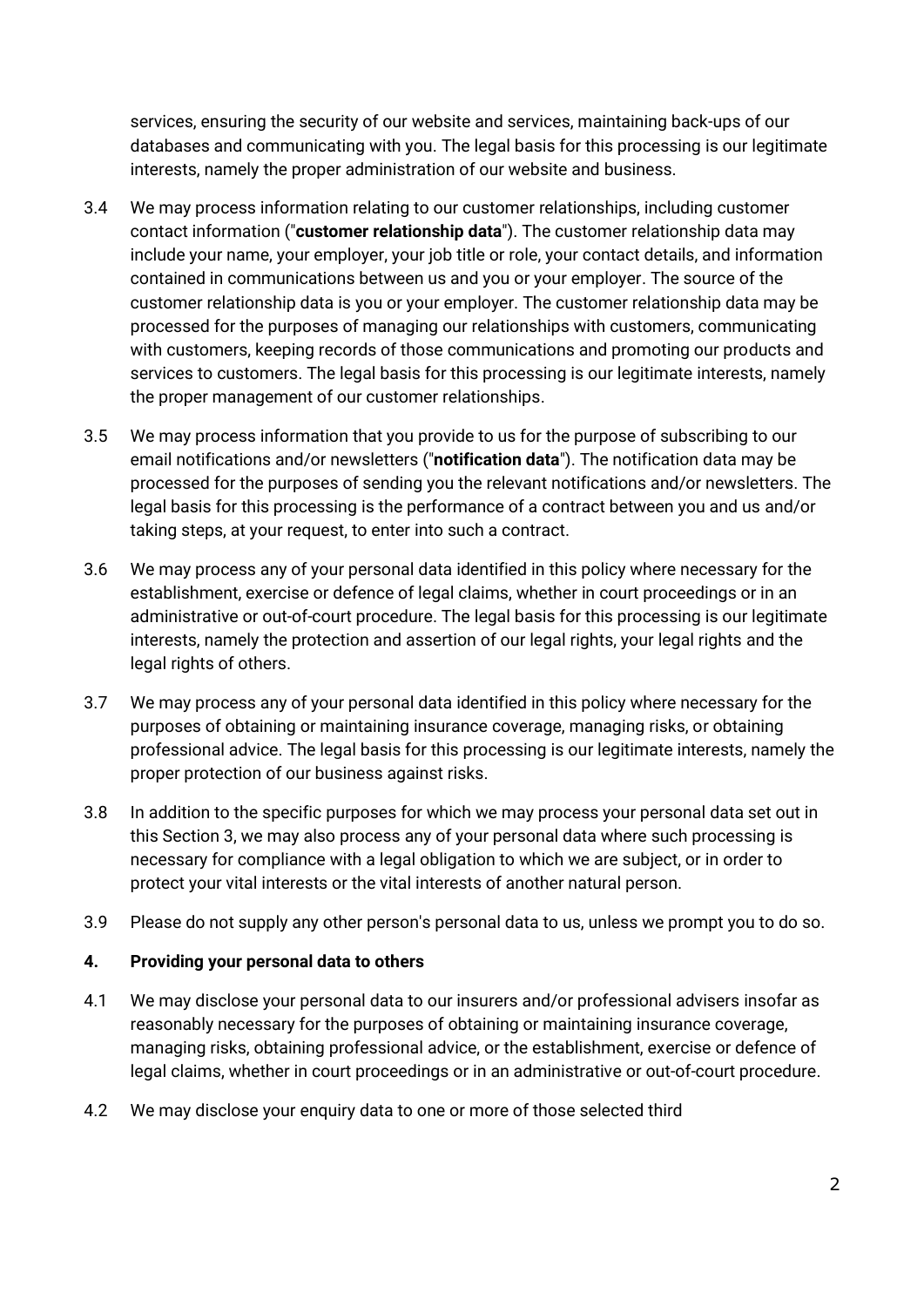services, ensuring the security of our website and services, maintaining back-ups of our databases and communicating with you. The legal basis for this processing is our legitimate interests, namely the proper administration of our website and business.

3.4 We may process information relating to our customer relationships, including customer contact information ("**customer relationship data**"). The customer relationship data may include your name, your employer, your job title or role, your contact details, and information contained in communications between us and you or your employer. The source of the customer relationship data is you or your employer. The customer relationship data may be processed for the purposes of managing our relationships with customers, communicating with customers, keeping records of those communications and promoting our products and services to customers. The legal basis for this processing is our legitimate interests, namely the proper management of our customer relationships.

3.5 We may process information that you provide to us for the purpose of subscribing to our email notifications and/or newsletters ("**notification data**"). The notification data may be processed for the purposes of sending you the relevant notifications and/or newsletters. The legal basis for this processing is the performance of a contract between you and us and/or taking steps, at your request, to enter into such a contract.

3.6 We may process any of your personal data identified in this policy where necessary for the establishment, exercise or defence of legal claims, whether in court proceedings or in an administrative or out-of-court procedure. The legal basis for this processing is our legitimate interests, namely the protection and assertion of our legal rights, your legal rights and the legal rights of others.

3.7 We may process any of your personal data identified in this policy where necessary for the purposes of obtaining or maintaining insurance coverage, managing risks, or obtaining professional advice. The legal basis for this processing is our legitimate interests, namely the proper protection of our business against risks.

3.8 In addition to the specific purposes for which we may process your personal data set out in this Section 3, we may also process any of your personal data where such processing is necessary for compliance with a legal obligation to which we are subject, or in order to protect your vital interests or the vital interests of another natural person.

3.9 Please do not supply any other person's personal data to us, unless we prompt you to do so.

**4. Providing your personal data to others**

4.1 We may disclose your personal data to our insurers and/or professional advisers insofar as reasonably necessary for the purposes of obtaining or maintaining insurance coverage, managing risks, obtaining professional advice, or the establishment, exercise or defence of legal claims, whether in court proceedings or in an administrative or out-of-court procedure.

4.2 We may disclose your enquiry data to one or more of those selected third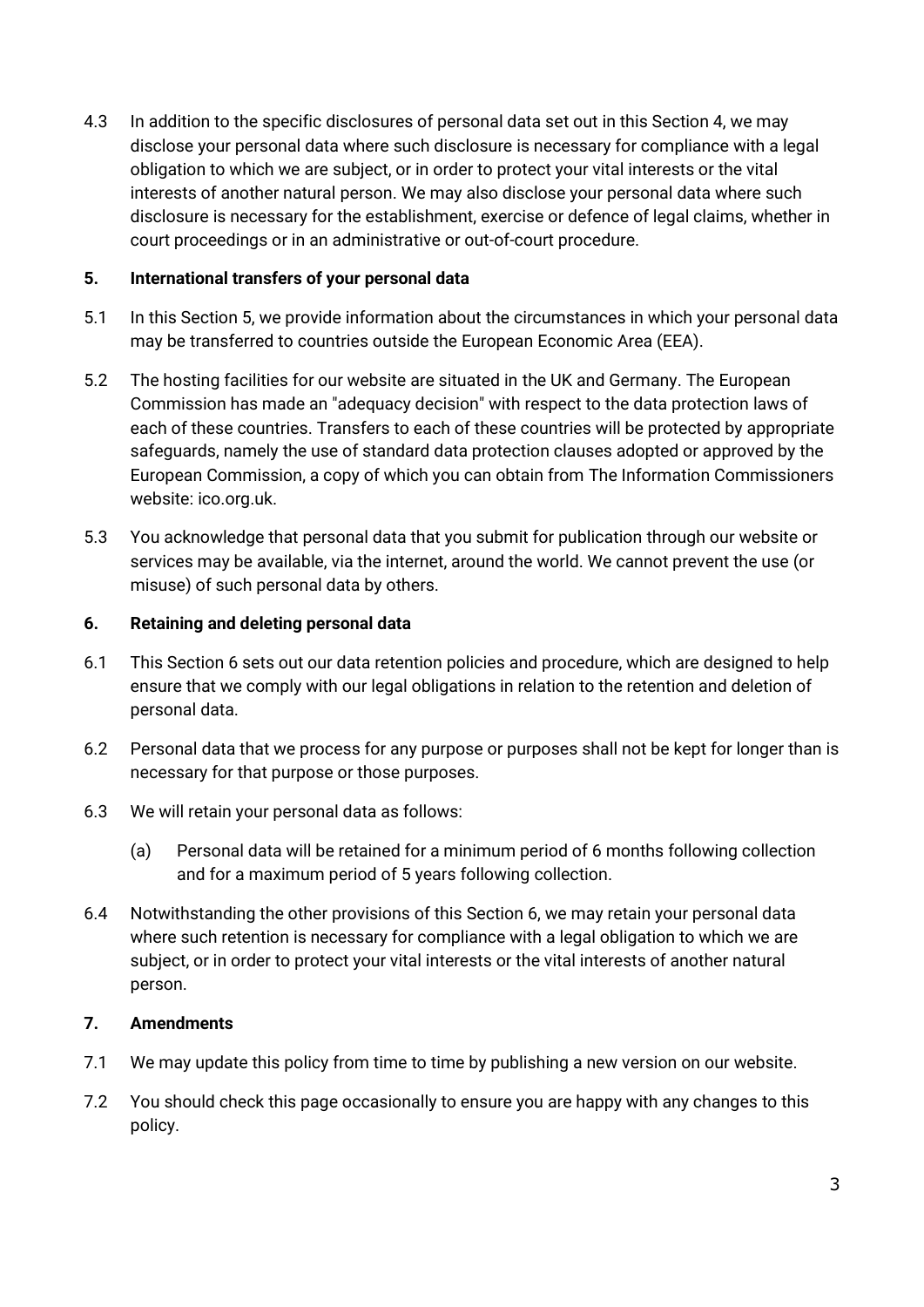4.3 In addition to the specific disclosures of personal data set out in this Section 4, we may disclose your personal data where such disclosure is necessary for compliance with a legal obligation to which we are subject, or in order to protect your vital interests or the vital interests of another natural person. We may also disclose your personal data where such disclosure is necessary for the establishment, exercise or defence of legal claims, whether in court proceedings or in an administrative or out-of-court procedure.

## 5. International transfers of your personal data

5.1 In this Section 5, we provide information about the circumstances in which your personal data may be transferred to countries outside the European Economic Area (EEA).

5.2 The hosting facilities for our website are situated in the UK and Germany. The European Commission has made an "adequacy decision" with respect to the data protection laws of each of these countries. Transfers to each of these countries will be protected by appropriate safeguards, namely the use of standard data protection clauses adopted or approved by the European Commission, a copy of which you can obtain from The Information Commissioners website: ico.org.uk.

5.3 You acknowledge that personal data that you submit for publication through our website or services may be available, via the internet, around the world. We cannot prevent the use (or misuse) of such personal data by others.

## 6. Retaining and deleting personal data

6.1 This Section 6 sets out our data retention policies and procedure, which are designed to help ensure that we comply with our legal obligations in relation to the retention and deletion of personal data.

6.2 Personal data that we process for any purpose or purposes shall not be kept for longer than is necessary for that purpose or those purposes.

6.3 We will retain your personal data as follows:

(a) Personal data will be retained for a minimum period of 6 months following collection and for a maximum period of 5 years following collection.

6.4 Notwithstanding the other provisions of this Section 6, we may retain your personal data where such retention is necessary for compliance with a legal obligation to which we are subject, or in order to protect your vital interests or the vital interests of another natural person.

## 7. Amendments

7.1 We may update this policy from time to time by publishing a new version on our website.

7.2 You should check this page occasionally to ensure you are happy with any changes to this policy.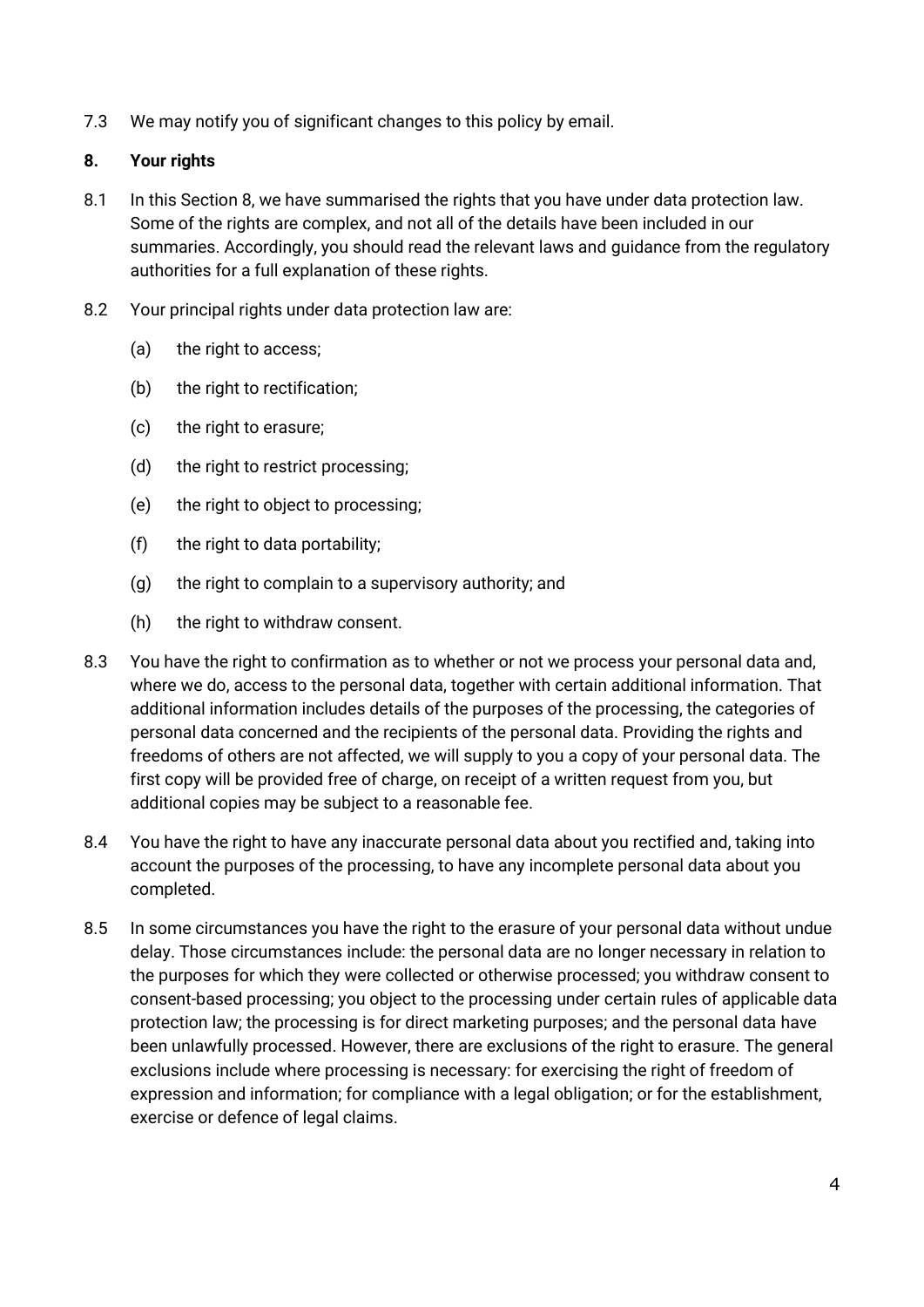7.3 We may notify you of significant changes to this policy by email.

## 8. Your rights

8.1 In this Section 8, we have summarised the rights that you have under data protection law. Some of the rights are complex, and not all of the details have been included in our summaries. Accordingly, you should read the relevant laws and guidance from the regulatory authorities for a full explanation of these rights.

8.2 Your principal rights under data protection law are:

(a) the right to access;

(b) the right to rectification;

(c) the right to erasure;

(d) the right to restrict processing;

(e) the right to object to processing;

(f) the right to data portability;

(g) the right to complain to a supervisory authority; and

(h) the right to withdraw consent.

8.3 You have the right to confirmation as to whether or not we process your personal data and, where we do, access to the personal data, together with certain additional information. That additional information includes details of the purposes of the processing, the categories of personal data concerned and the recipients of the personal data. Providing the rights and freedoms of others are not affected, we will supply to you a copy of your personal data. The first copy will be provided free of charge, on receipt of a written request from you, but additional copies may be subject to a reasonable fee.

8.4 You have the right to have any inaccurate personal data about you rectified and, taking into account the purposes of the processing, to have any incomplete personal data about you completed.

8.5 In some circumstances you have the right to the erasure of your personal data without undue delay. Those circumstances include: the personal data are no longer necessary in relation to the purposes for which they were collected or otherwise processed; you withdraw consent to consent-based processing; you object to the processing under certain rules of applicable data protection law; the processing is for direct marketing purposes; and the personal data have been unlawfully processed. However, there are exclusions of the right to erasure. The general exclusions include where processing is necessary: for exercising the right of freedom of expression and information; for compliance with a legal obligation; or for the establishment, exercise or defence of legal claims.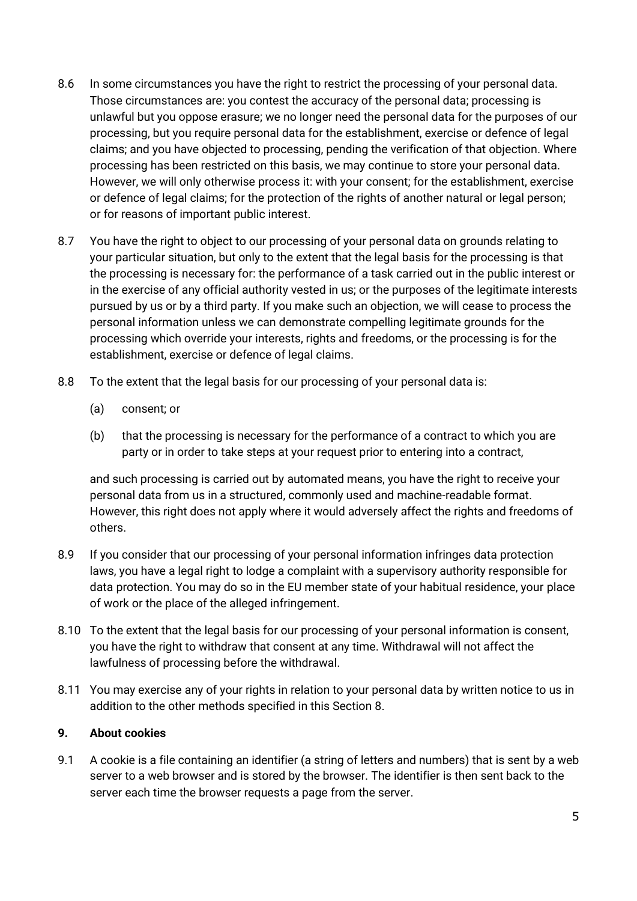8.6 In some circumstances you have the right to restrict the processing of your personal data. Those circumstances are: you contest the accuracy of the personal data; processing is unlawful but you oppose erasure; we no longer need the personal data for the purposes of our processing, but you require personal data for the establishment, exercise or defence of legal claims; and you have objected to processing, pending the verification of that objection. Where processing has been restricted on this basis, we may continue to store your personal data. However, we will only otherwise process it: with your consent; for the establishment, exercise or defence of legal claims; for the protection of the rights of another natural or legal person; or for reasons of important public interest.

8.7 You have the right to object to our processing of your personal data on grounds relating to your particular situation, but only to the extent that the legal basis for the processing is that the processing is necessary for: the performance of a task carried out in the public interest or in the exercise of any official authority vested in us; or the purposes of the legitimate interests pursued by us or by a third party. If you make such an objection, we will cease to process the personal information unless we can demonstrate compelling legitimate grounds for the processing which override your interests, rights and freedoms, or the processing is for the establishment, exercise or defence of legal claims.

8.8 To the extent that the legal basis for our processing of your personal data is:

(a) consent; or

(b) that the processing is necessary for the performance of a contract to which you are party or in order to take steps at your request prior to entering into a contract,

and such processing is carried out by automated means, you have the right to receive your personal data from us in a structured, commonly used and machine-readable format. However, this right does not apply where it would adversely affect the rights and freedoms of others.

8.9 If you consider that our processing of your personal information infringes data protection laws, you have a legal right to lodge a complaint with a supervisory authority responsible for data protection. You may do so in the EU member state of your habitual residence, your place of work or the place of the alleged infringement.

8.10 To the extent that the legal basis for our processing of your personal information is consent, you have the right to withdraw that consent at any time. Withdrawal will not affect the lawfulness of processing before the withdrawal.

8.11 You may exercise any of your rights in relation to your personal data by written notice to us in addition to the other methods specified in this Section 8.

## 9. About cookies

9.1 A cookie is a file containing an identifier (a string of letters and numbers) that is sent by a web server to a web browser and is stored by the browser. The identifier is then sent back to the server each time the browser requests a page from the server.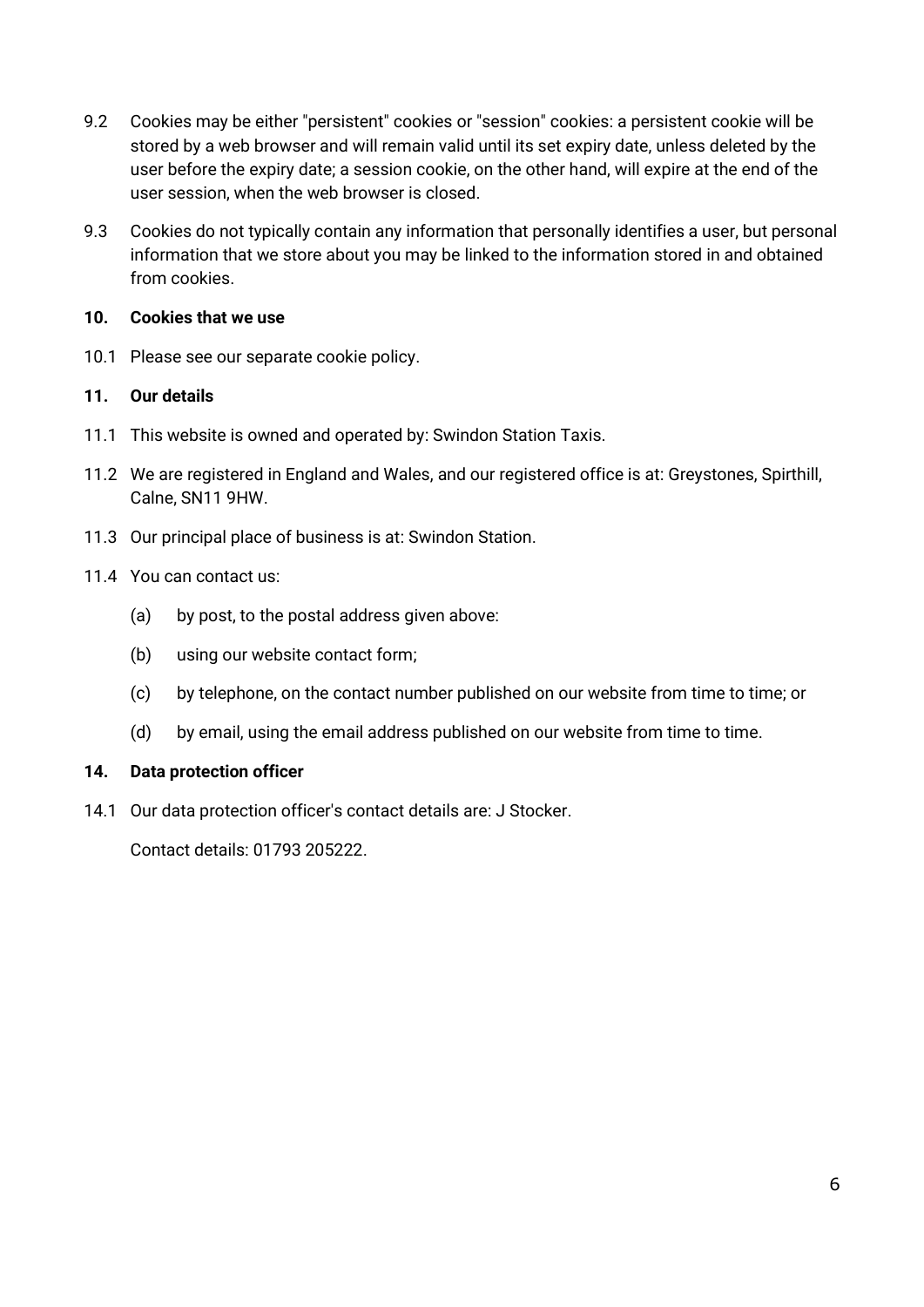9.2 Cookies may be either "persistent" cookies or "session" cookies: a persistent cookie will be stored by a web browser and will remain valid until its set expiry date, unless deleted by the user before the expiry date; a session cookie, on the other hand, will expire at the end of the user session, when the web browser is closed.

9.3 Cookies do not typically contain any information that personally identifies a user, but personal information that we store about you may be linked to the information stored in and obtained from cookies.

**10. Cookies that we use**

10.1 Please see our separate cookie policy.

**11. Our details**

11.1 This website is owned and operated by: Swindon Station Taxis.

11.2 We are registered in England and Wales, and our registered office is at: Greystones, Spirthill, Calne, SN11 9HW.

11.3 Our principal place of business is at: Swindon Station.

11.4 You can contact us:

(a) by post, to the postal address given above:

(b) using our website contact form;

(c) by telephone, on the contact number published on our website from time to time; or

(d) by email, using the email address published on our website from time to time.

**14. Data protection officer**

14.1 Our data protection officer's contact details are: J Stocker.

Contact details: 01793 205222.